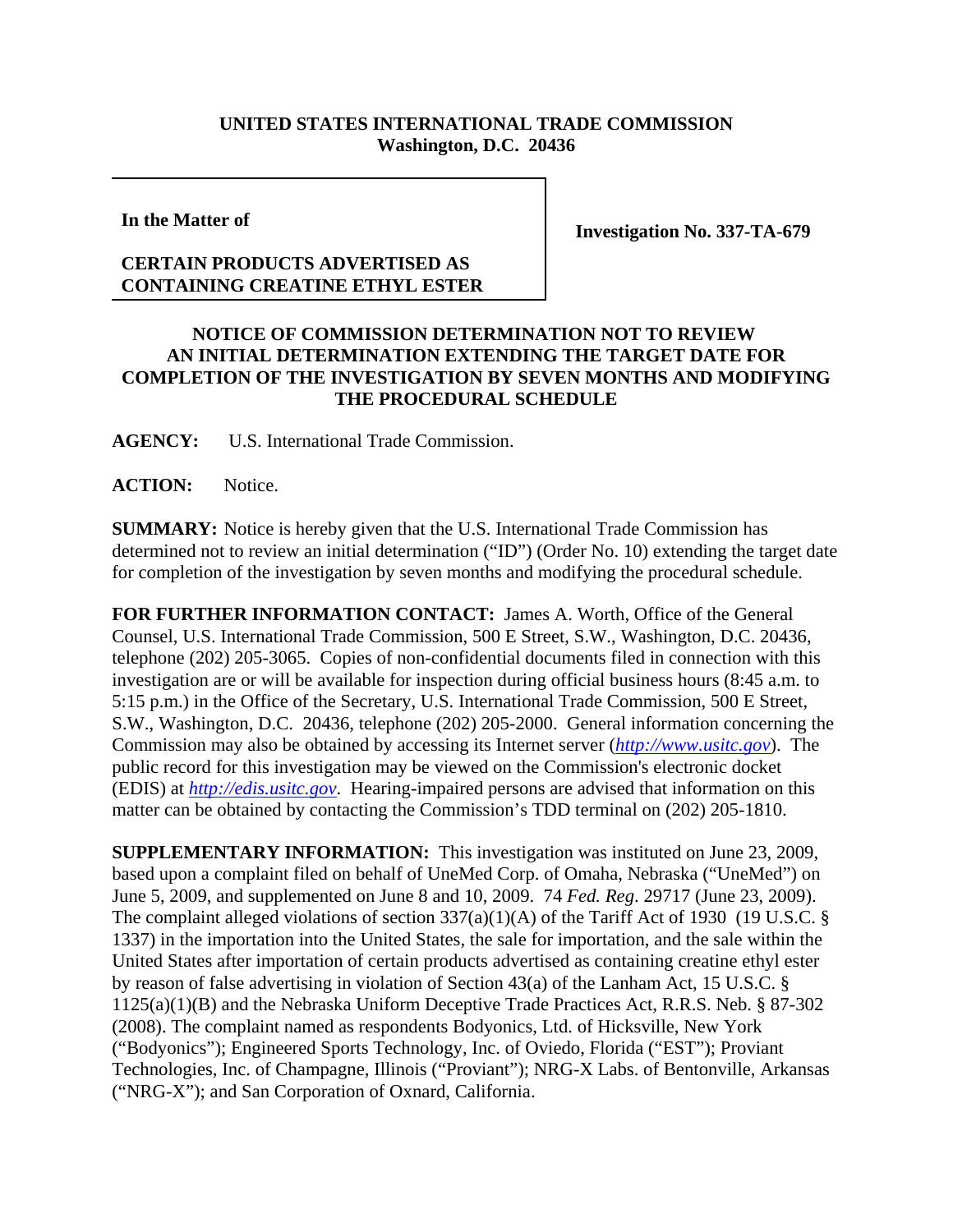**UNITED STATES INTERNATIONAL TRADE COMMISSION**
**Washington, D.C. 20436**

| **In the Matter of**<br><br>**CERTAIN PRODUCTS ADVERTISED AS CONTAINING CREATINE ETHYL ESTER** | **Investigation No. 337-TA-679** |
| --- | --- |

**NOTICE OF COMMISSION DETERMINATION NOT TO REVIEW AN INITIAL DETERMINATION EXTENDING THE TARGET DATE FOR COMPLETION OF THE INVESTIGATION BY SEVEN MONTHS AND MODIFYING THE PROCEDURAL SCHEDULE**

**AGENCY:** U.S. International Trade Commission.

**ACTION:** Notice.

**SUMMARY:** Notice is hereby given that the U.S. International Trade Commission has determined not to review an initial determination ("ID") (Order No. 10) extending the target date for completion of the investigation by seven months and modifying the procedural schedule.

**FOR FURTHER INFORMATION CONTACT:** James A. Worth, Office of the General Counsel, U.S. International Trade Commission, 500 E Street, S.W., Washington, D.C. 20436, telephone (202) 205-3065. Copies of non-confidential documents filed in connection with this investigation are or will be available for inspection during official business hours (8:45 a.m. to 5:15 p.m.) in the Office of the Secretary, U.S. International Trade Commission, 500 E Street, S.W., Washington, D.C. 20436, telephone (202) 205-2000. General information concerning the Commission may also be obtained by accessing its Internet server (*http://www.usitc.gov*). The public record for this investigation may be viewed on the Commission's electronic docket (EDIS) at *http://edis.usitc.gov*. Hearing-impaired persons are advised that information on this matter can be obtained by contacting the Commission's TDD terminal on (202) 205-1810.

**SUPPLEMENTARY INFORMATION:** This investigation was instituted on June 23, 2009, based upon a complaint filed on behalf of UneMed Corp. of Omaha, Nebraska ("UneMed") on June 5, 2009, and supplemented on June 8 and 10, 2009. 74 *Fed. Reg*. 29717 (June 23, 2009). The complaint alleged violations of section 337(a)(1)(A) of the Tariff Act of 1930 (19 U.S.C. § 1337) in the importation into the United States, the sale for importation, and the sale within the United States after importation of certain products advertised as containing creatine ethyl ester by reason of false advertising in violation of Section 43(a) of the Lanham Act, 15 U.S.C. § 1125(a)(1)(B) and the Nebraska Uniform Deceptive Trade Practices Act, R.R.S. Neb. § 87-302 (2008). The complaint named as respondents Bodyonics, Ltd. of Hicksville, New York ("Bodyonics"); Engineered Sports Technology, Inc. of Oviedo, Florida ("EST"); Proviant Technologies, Inc. of Champagne, Illinois ("Proviant"); NRG-X Labs. of Bentonville, Arkansas ("NRG-X"); and San Corporation of Oxnard, California.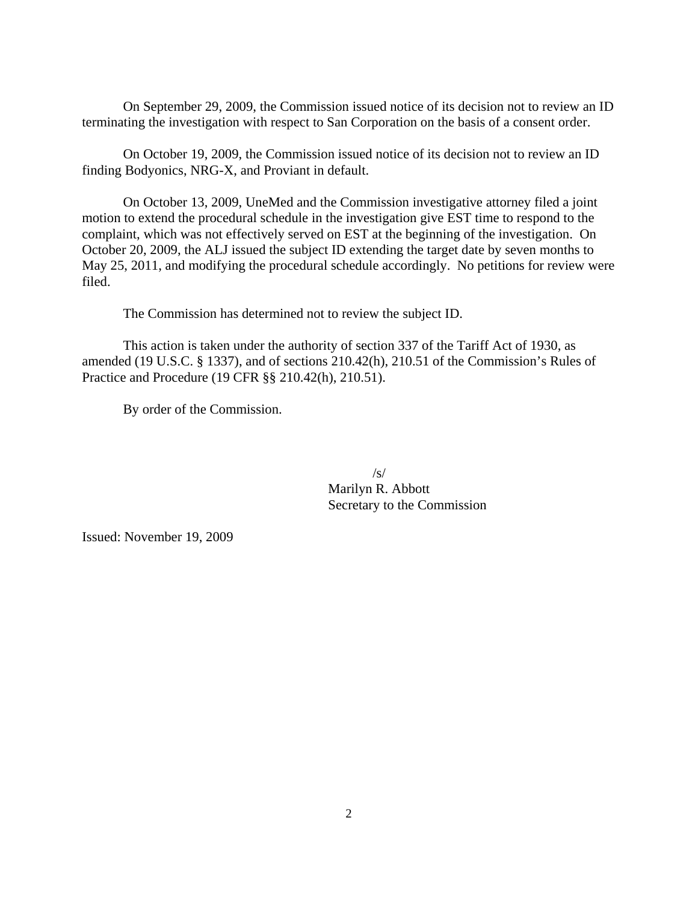On September 29, 2009, the Commission issued notice of its decision not to review an ID terminating the investigation with respect to San Corporation on the basis of a consent order.

On October 19, 2009, the Commission issued notice of its decision not to review an ID finding Bodyonics, NRG-X, and Proviant in default.

On October 13, 2009, UneMed and the Commission investigative attorney filed a joint motion to extend the procedural schedule in the investigation give EST time to respond to the complaint, which was not effectively served on EST at the beginning of the investigation. On October 20, 2009, the ALJ issued the subject ID extending the target date by seven months to May 25, 2011, and modifying the procedural schedule accordingly. No petitions for review were filed.

The Commission has determined not to review the subject ID.

This action is taken under the authority of section 337 of the Tariff Act of 1930, as amended (19 U.S.C. § 1337), and of sections 210.42(h), 210.51 of the Commission's Rules of Practice and Procedure (19 CFR §§ 210.42(h), 210.51).

By order of the Commission.

/s/
Marilyn R. Abbott
Secretary to the Commission

Issued: November 19, 2009